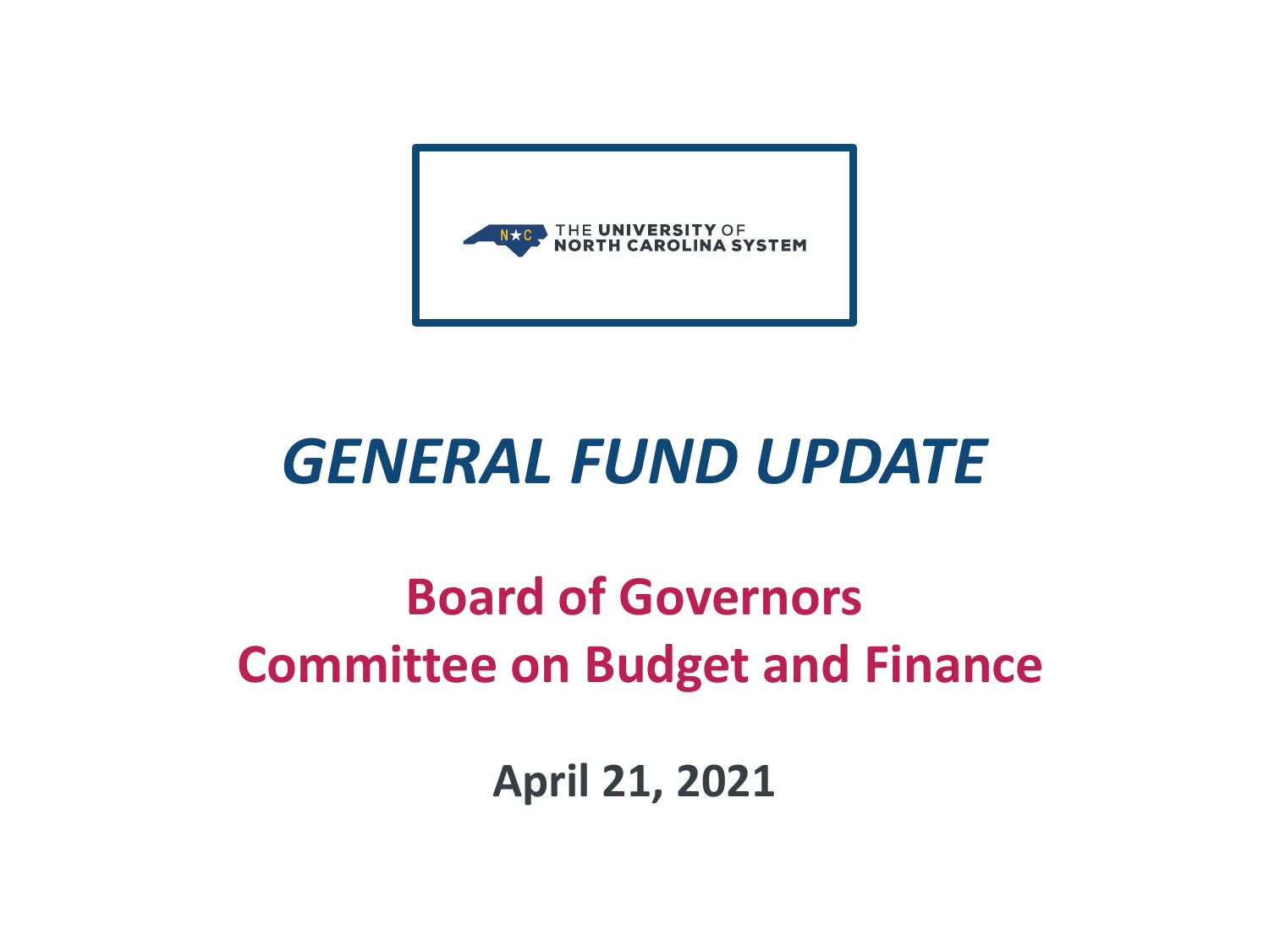THE UNIVERSITY OF NORTH CAROLINA SYSTEM

# *GENERAL FUND UPDATE*

## Board of Governors
## Committee on Budget and Finance

**April 21, 2021**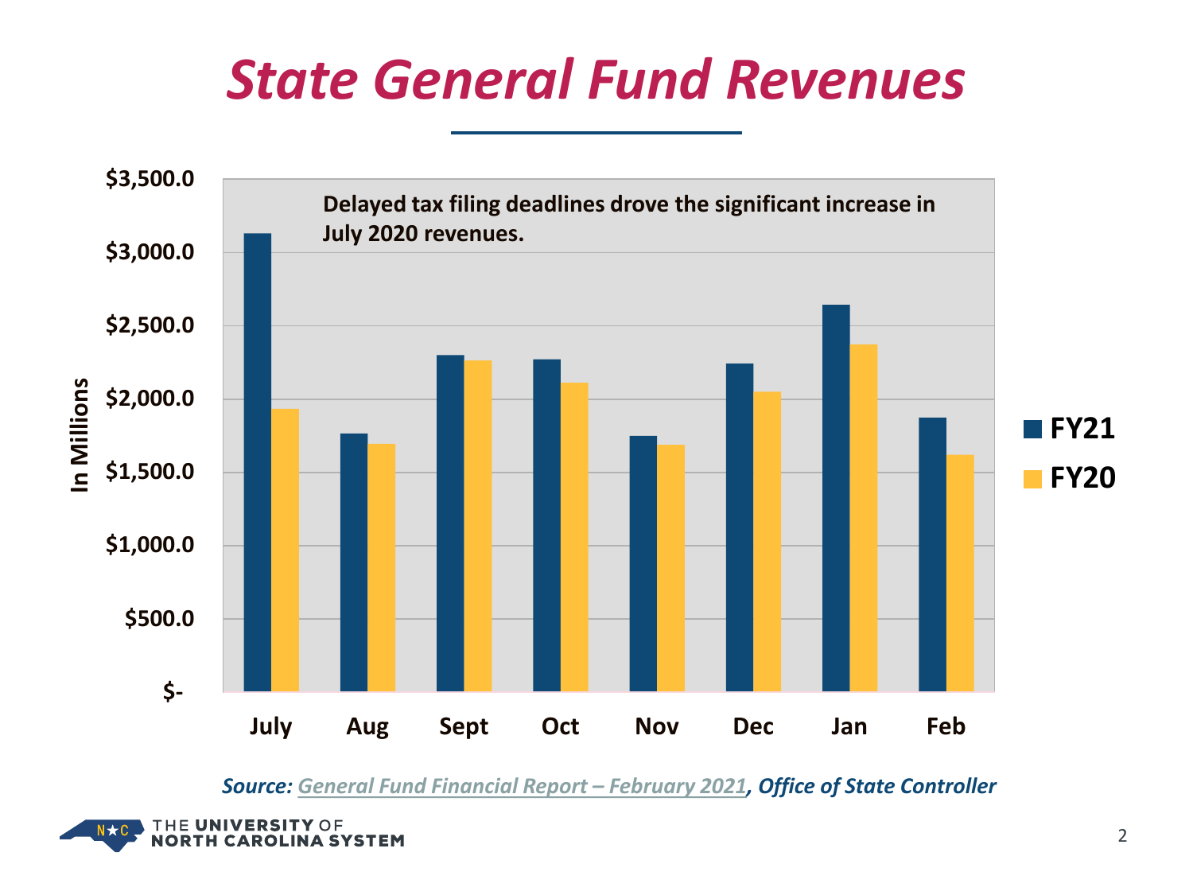# State General Fund Revenues

Delayed tax filing deadlines drove the significant increase in July 2020 revenues.

In Millions

$3,500.0
$3,000.0
$2,500.0
$2,000.0
$1,500.0
$1,000.0
$500.0
$-

July | Aug | Sept | Oct | Nov | Dec | Jan | Feb

FY21
FY20

*Source: General Fund Financial Report – February 2021, Office of State Controller*

THE UNIVERSITY OF NORTH CAROLINA SYSTEM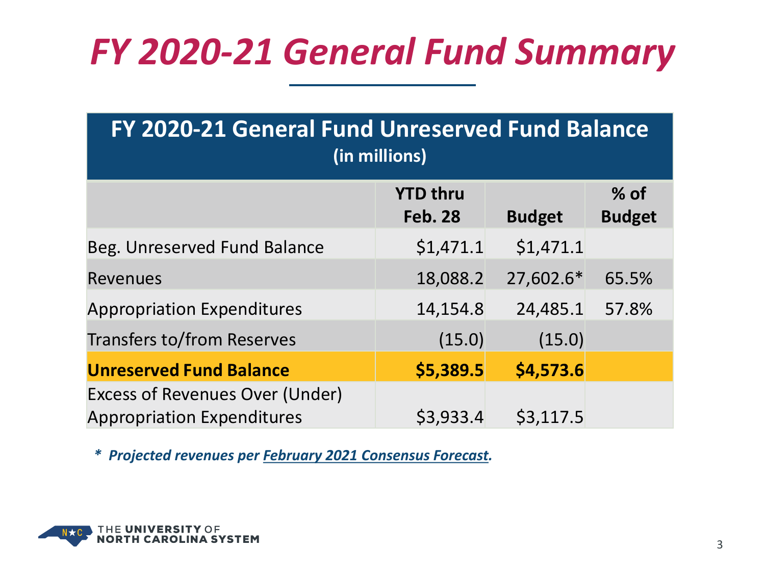# *FY 2020-21 General Fund Summary*

| **FY 2020-21 General Fund Unreserved Fund Balance (in millions)** | | | |
|---|---|---|---|
| | **YTD thru Feb. 28** | **Budget** | **% of Budget** |
| Beg. Unreserved Fund Balance | $1,471.1 | $1,471.1 | |
| Revenues | 18,088.2 | 27,602.6* | 65.5% |
| Appropriation Expenditures | 14,154.8 | 24,485.1 | 57.8% |
| Transfers to/from Reserves | (15.0) | (15.0) | |
| **Unreserved Fund Balance** | **$5,389.5** | **$4,573.6** | |
| Excess of Revenues Over (Under) Appropriation Expenditures | $3,933.4 | $3,117.5 | |

***\* Projected revenues per February 2021 Consensus Forecast.***

THE UNIVERSITY OF NORTH CAROLINA SYSTEM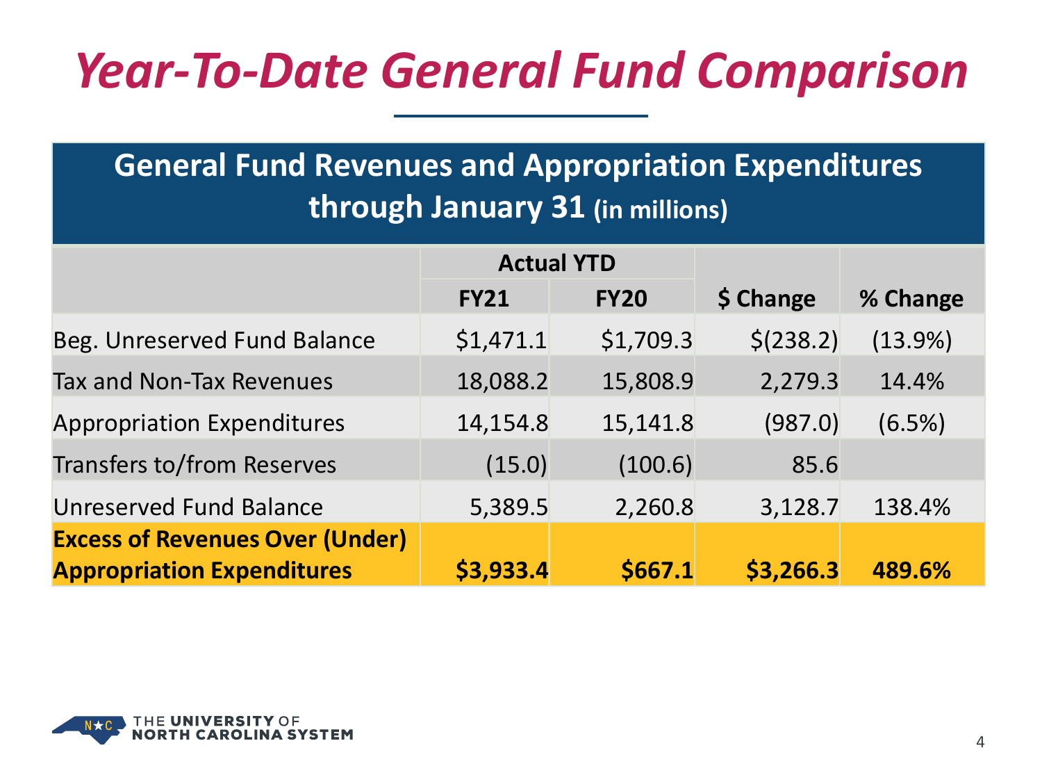# *Year-To-Date General Fund Comparison*

| General Fund Revenues and Appropriation Expenditures through January 31 (in millions) | | | | |
|---|---|---|---|---|
| | Actual YTD | | | |
| | FY21 | FY20 | $ Change | % Change |
| Beg. Unreserved Fund Balance | $1,471.1 | $1,709.3 | $(238.2) | (13.9%) |
| Tax and Non-Tax Revenues | 18,088.2 | 15,808.9 | 2,279.3 | 14.4% |
| Appropriation Expenditures | 14,154.8 | 15,141.8 | (987.0) | (6.5%) |
| Transfers to/from Reserves | (15.0) | (100.6) | 85.6 | |
| Unreserved Fund Balance | 5,389.5 | 2,260.8 | 3,128.7 | 138.4% |
| **Excess of Revenues Over (Under) Appropriation Expenditures** | **$3,933.4** | **$667.1** | **$3,266.3** | **489.6%** |

THE UNIVERSITY OF NORTH CAROLINA SYSTEM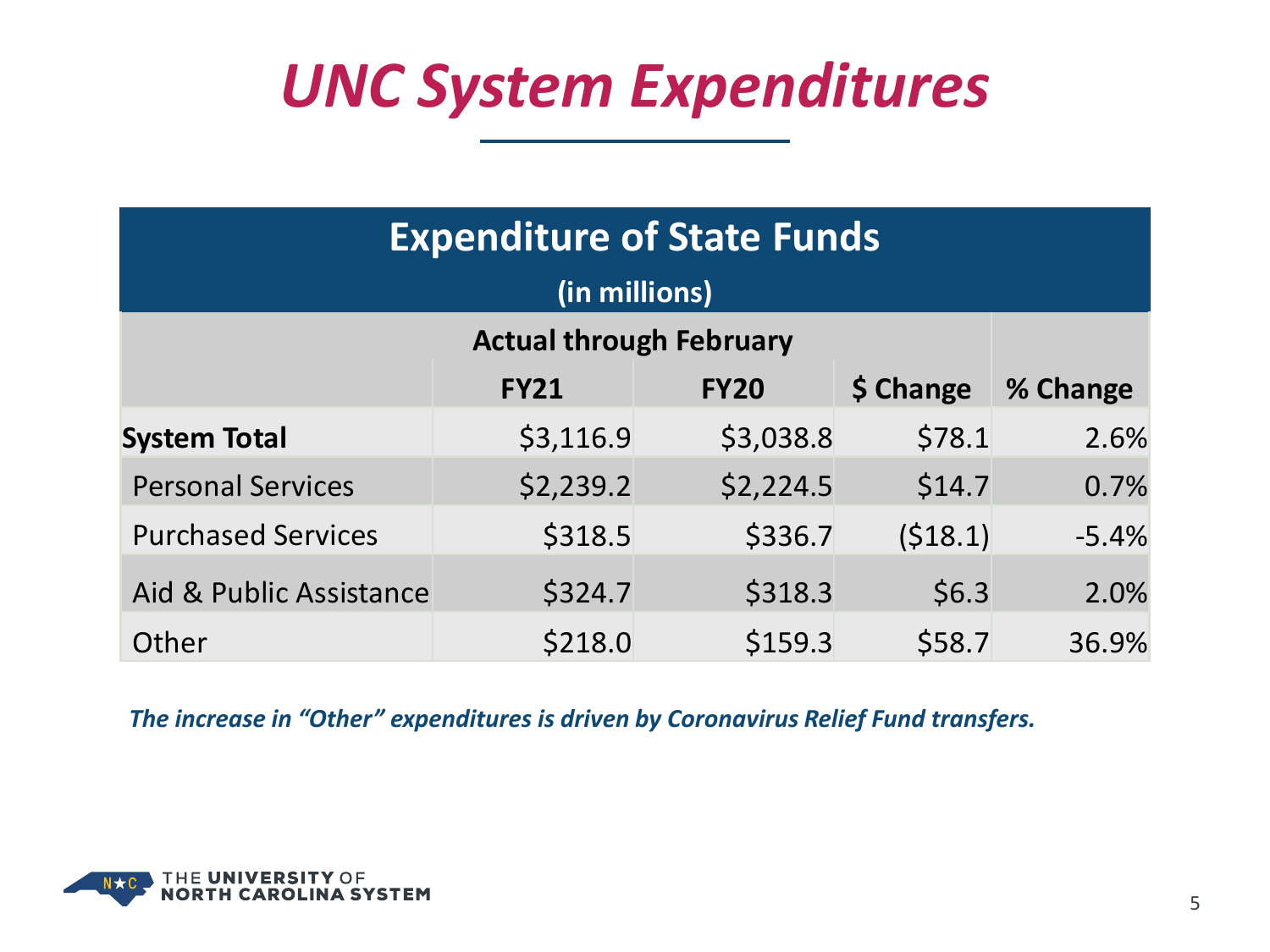# UNC System Expenditures

| Expenditure of State Funds (in millions) | | | | |
|---|---|---|---|---|
| | Actual through February | | | |
| | FY21 | FY20 | $ Change | % Change |
| **System Total** | $3,116.9 | $3,038.8 | $78.1 | 2.6% |
| Personal Services | $2,239.2 | $2,224.5 | $14.7 | 0.7% |
| Purchased Services | $318.5 | $336.7 | ($18.1) | -5.4% |
| Aid & Public Assistance | $324.7 | $318.3 | $6.3 | 2.0% |
| Other | $218.0 | $159.3 | $58.7 | 36.9% |

***The increase in "Other" expenditures is driven by Coronavirus Relief Fund transfers.***

THE **UNIVERSITY** OF
**NORTH CAROLINA SYSTEM**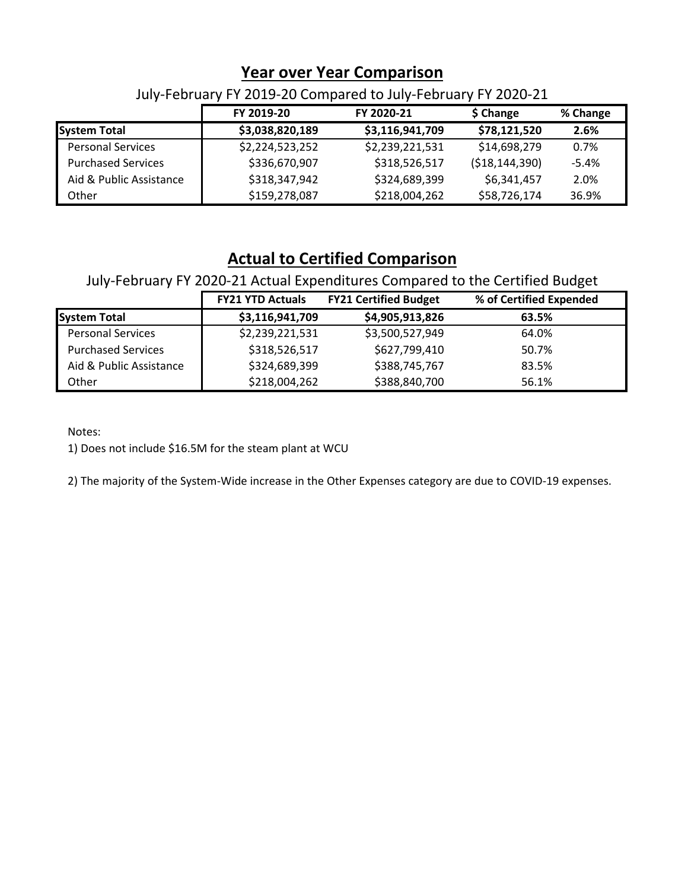## Year over Year Comparison

July-February FY 2019-20 Compared to July-February FY 2020-21

| | FY 2019-20 | FY 2020-21 | $ Change | % Change |
|---|---|---|---|---|
| **System Total** | **$3,038,820,189** | **$3,116,941,709** | **$78,121,520** | **2.6%** |
| Personal Services | $2,224,523,252 | $2,239,221,531 | $14,698,279 | 0.7% |
| Purchased Services | $336,670,907 | $318,526,517 | ($18,144,390) | -5.4% |
| Aid & Public Assistance | $318,347,942 | $324,689,399 | $6,341,457 | 2.0% |
| Other | $159,278,087 | $218,004,262 | $58,726,174 | 36.9% |

## Actual to Certified Comparison

July-February FY 2020-21 Actual Expenditures Compared to the Certified Budget

| | FY21 YTD Actuals | FY21 Certified Budget | % of Certified Expended |
|---|---|---|---|
| **System Total** | **$3,116,941,709** | **$4,905,913,826** | **63.5%** |
| Personal Services | $2,239,221,531 | $3,500,527,949 | 64.0% |
| Purchased Services | $318,526,517 | $627,799,410 | 50.7% |
| Aid & Public Assistance | $324,689,399 | $388,745,767 | 83.5% |
| Other | $218,004,262 | $388,840,700 | 56.1% |

Notes:

1) Does not include $16.5M for the steam plant at WCU

2) The majority of the System-Wide increase in the Other Expenses category are due to COVID-19 expenses.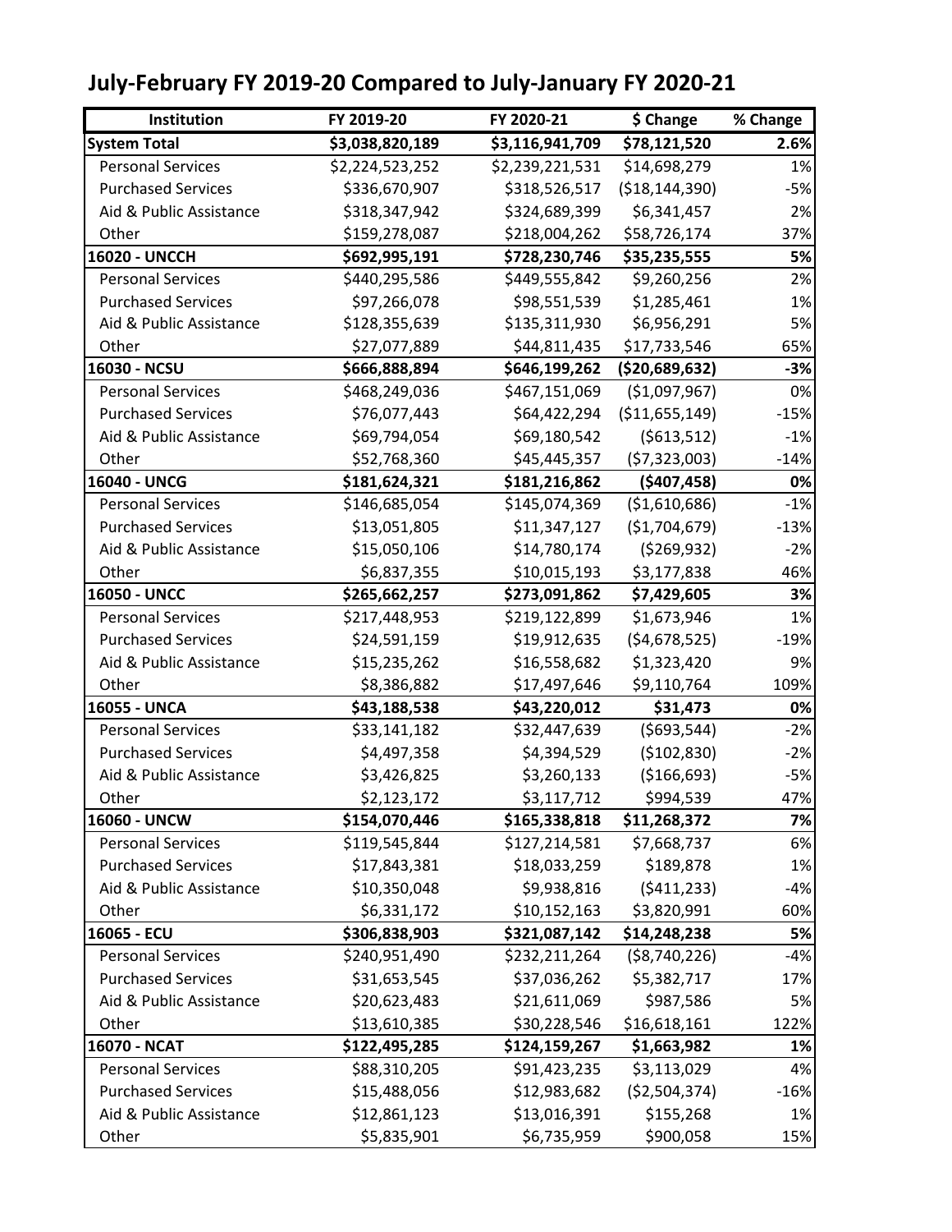# July-February FY 2019-20 Compared to July-January FY 2020-21

| Institution | FY 2019-20 | FY 2020-21 | $ Change | % Change |
|---|---|---|---|---|
| **System Total** | **$3,038,820,189** | **$3,116,941,709** | **$78,121,520** | **2.6%** |
| Personal Services | $2,224,523,252 | $2,239,221,531 | $14,698,279 | 1% |
| Purchased Services | $336,670,907 | $318,526,517 | ($18,144,390) | -5% |
| Aid & Public Assistance | $318,347,942 | $324,689,399 | $6,341,457 | 2% |
| Other | $159,278,087 | $218,004,262 | $58,726,174 | 37% |
| **16020 - UNCCH** | **$692,995,191** | **$728,230,746** | **$35,235,555** | **5%** |
| Personal Services | $440,295,586 | $449,555,842 | $9,260,256 | 2% |
| Purchased Services | $97,266,078 | $98,551,539 | $1,285,461 | 1% |
| Aid & Public Assistance | $128,355,639 | $135,311,930 | $6,956,291 | 5% |
| Other | $27,077,889 | $44,811,435 | $17,733,546 | 65% |
| **16030 - NCSU** | **$666,888,894** | **$646,199,262** | **($20,689,632)** | **-3%** |
| Personal Services | $468,249,036 | $467,151,069 | ($1,097,967) | 0% |
| Purchased Services | $76,077,443 | $64,422,294 | ($11,655,149) | -15% |
| Aid & Public Assistance | $69,794,054 | $69,180,542 | ($613,512) | -1% |
| Other | $52,768,360 | $45,445,357 | ($7,323,003) | -14% |
| **16040 - UNCG** | **$181,624,321** | **$181,216,862** | **($407,458)** | **0%** |
| Personal Services | $146,685,054 | $145,074,369 | ($1,610,686) | -1% |
| Purchased Services | $13,051,805 | $11,347,127 | ($1,704,679) | -13% |
| Aid & Public Assistance | $15,050,106 | $14,780,174 | ($269,932) | -2% |
| Other | $6,837,355 | $10,015,193 | $3,177,838 | 46% |
| **16050 - UNCC** | **$265,662,257** | **$273,091,862** | **$7,429,605** | **3%** |
| Personal Services | $217,448,953 | $219,122,899 | $1,673,946 | 1% |
| Purchased Services | $24,591,159 | $19,912,635 | ($4,678,525) | -19% |
| Aid & Public Assistance | $15,235,262 | $16,558,682 | $1,323,420 | 9% |
| Other | $8,386,882 | $17,497,646 | $9,110,764 | 109% |
| **16055 - UNCA** | **$43,188,538** | **$43,220,012** | **$31,473** | **0%** |
| Personal Services | $33,141,182 | $32,447,639 | ($693,544) | -2% |
| Purchased Services | $4,497,358 | $4,394,529 | ($102,830) | -2% |
| Aid & Public Assistance | $3,426,825 | $3,260,133 | ($166,693) | -5% |
| Other | $2,123,172 | $3,117,712 | $994,539 | 47% |
| **16060 - UNCW** | **$154,070,446** | **$165,338,818** | **$11,268,372** | **7%** |
| Personal Services | $119,545,844 | $127,214,581 | $7,668,737 | 6% |
| Purchased Services | $17,843,381 | $18,033,259 | $189,878 | 1% |
| Aid & Public Assistance | $10,350,048 | $9,938,816 | ($411,233) | -4% |
| Other | $6,331,172 | $10,152,163 | $3,820,991 | 60% |
| **16065 - ECU** | **$306,838,903** | **$321,087,142** | **$14,248,238** | **5%** |
| Personal Services | $240,951,490 | $232,211,264 | ($8,740,226) | -4% |
| Purchased Services | $31,653,545 | $37,036,262 | $5,382,717 | 17% |
| Aid & Public Assistance | $20,623,483 | $21,611,069 | $987,586 | 5% |
| Other | $13,610,385 | $30,228,546 | $16,618,161 | 122% |
| **16070 - NCAT** | **$122,495,285** | **$124,159,267** | **$1,663,982** | **1%** |
| Personal Services | $88,310,205 | $91,423,235 | $3,113,029 | 4% |
| Purchased Services | $15,488,056 | $12,983,682 | ($2,504,374) | -16% |
| Aid & Public Assistance | $12,861,123 | $13,016,391 | $155,268 | 1% |
| Other | $5,835,901 | $6,735,959 | $900,058 | 15% |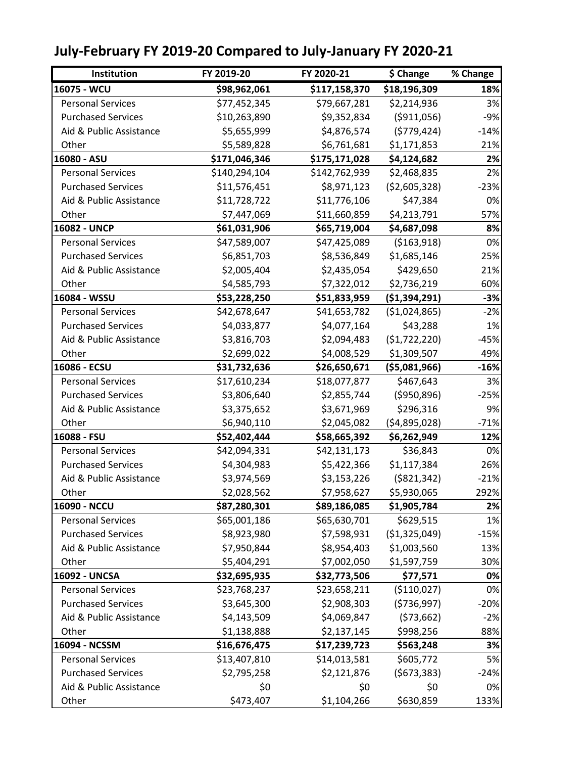# July-February FY 2019-20 Compared to July-January FY 2020-21

| Institution | FY 2019-20 | FY 2020-21 | $ Change | % Change |
|---|---|---|---|---|
| **16075 - WCU** | **$98,962,061** | **$117,158,370** | **$18,196,309** | **18%** |
| Personal Services | $77,452,345 | $79,667,281 | $2,214,936 | 3% |
| Purchased Services | $10,263,890 | $9,352,834 | ($911,056) | -9% |
| Aid & Public Assistance | $5,655,999 | $4,876,574 | ($779,424) | -14% |
| Other | $5,589,828 | $6,761,681 | $1,171,853 | 21% |
| **16080 - ASU** | **$171,046,346** | **$175,171,028** | **$4,124,682** | **2%** |
| Personal Services | $140,294,104 | $142,762,939 | $2,468,835 | 2% |
| Purchased Services | $11,576,451 | $8,971,123 | ($2,605,328) | -23% |
| Aid & Public Assistance | $11,728,722 | $11,776,106 | $47,384 | 0% |
| Other | $7,447,069 | $11,660,859 | $4,213,791 | 57% |
| **16082 - UNCP** | **$61,031,906** | **$65,719,004** | **$4,687,098** | **8%** |
| Personal Services | $47,589,007 | $47,425,089 | ($163,918) | 0% |
| Purchased Services | $6,851,703 | $8,536,849 | $1,685,146 | 25% |
| Aid & Public Assistance | $2,005,404 | $2,435,054 | $429,650 | 21% |
| Other | $4,585,793 | $7,322,012 | $2,736,219 | 60% |
| **16084 - WSSU** | **$53,228,250** | **$51,833,959** | **($1,394,291)** | **-3%** |
| Personal Services | $42,678,647 | $41,653,782 | ($1,024,865) | -2% |
| Purchased Services | $4,033,877 | $4,077,164 | $43,288 | 1% |
| Aid & Public Assistance | $3,816,703 | $2,094,483 | ($1,722,220) | -45% |
| Other | $2,699,022 | $4,008,529 | $1,309,507 | 49% |
| **16086 - ECSU** | **$31,732,636** | **$26,650,671** | **($5,081,966)** | **-16%** |
| Personal Services | $17,610,234 | $18,077,877 | $467,643 | 3% |
| Purchased Services | $3,806,640 | $2,855,744 | ($950,896) | -25% |
| Aid & Public Assistance | $3,375,652 | $3,671,969 | $296,316 | 9% |
| Other | $6,940,110 | $2,045,082 | ($4,895,028) | -71% |
| **16088 - FSU** | **$52,402,444** | **$58,665,392** | **$6,262,949** | **12%** |
| Personal Services | $42,094,331 | $42,131,173 | $36,843 | 0% |
| Purchased Services | $4,304,983 | $5,422,366 | $1,117,384 | 26% |
| Aid & Public Assistance | $3,974,569 | $3,153,226 | ($821,342) | -21% |
| Other | $2,028,562 | $7,958,627 | $5,930,065 | 292% |
| **16090 - NCCU** | **$87,280,301** | **$89,186,085** | **$1,905,784** | **2%** |
| Personal Services | $65,001,186 | $65,630,701 | $629,515 | 1% |
| Purchased Services | $8,923,980 | $7,598,931 | ($1,325,049) | -15% |
| Aid & Public Assistance | $7,950,844 | $8,954,403 | $1,003,560 | 13% |
| Other | $5,404,291 | $7,002,050 | $1,597,759 | 30% |
| **16092 - UNCSA** | **$32,695,935** | **$32,773,506** | **$77,571** | **0%** |
| Personal Services | $23,768,237 | $23,658,211 | ($110,027) | 0% |
| Purchased Services | $3,645,300 | $2,908,303 | ($736,997) | -20% |
| Aid & Public Assistance | $4,143,509 | $4,069,847 | ($73,662) | -2% |
| Other | $1,138,888 | $2,137,145 | $998,256 | 88% |
| **16094 - NCSSM** | **$16,676,475** | **$17,239,723** | **$563,248** | **3%** |
| Personal Services | $13,407,810 | $14,013,581 | $605,772 | 5% |
| Purchased Services | $2,795,258 | $2,121,876 | ($673,383) | -24% |
| Aid & Public Assistance | $0 | $0 | $0 | 0% |
| Other | $473,407 | $1,104,266 | $630,859 | 133% |